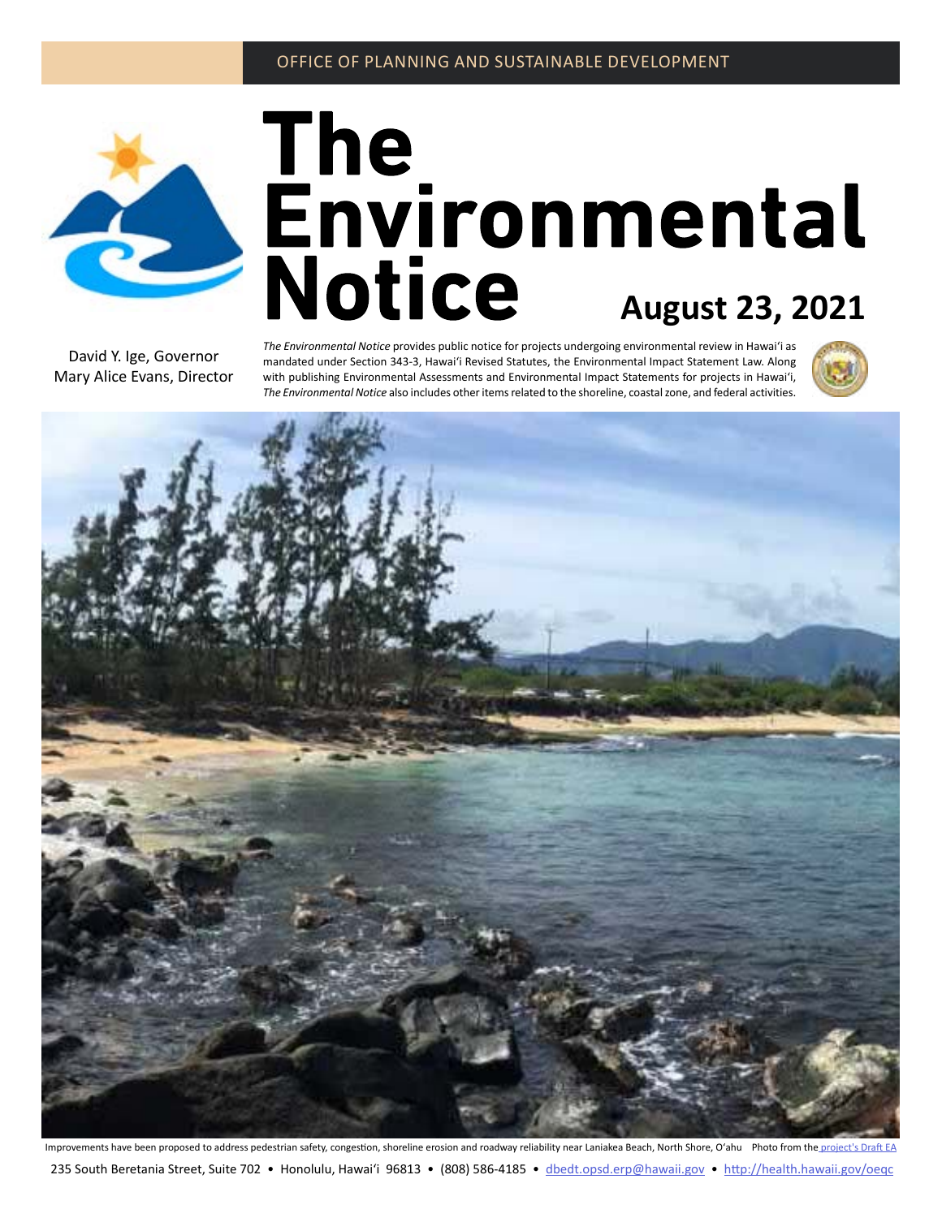OFFICE OF PLANNING AND SUSTAINABLE DEVELOPMENT

# The Environmental Notice

**August 23, 2021**

David Y. Ige, Governor
Mary Alice Evans, Director

*The Environmental Notice* provides public notice for projects undergoing environmental review in Hawaiʻi as mandated under Section 343-3, Hawaiʻi Revised Statutes, the Environmental Impact Statement Law. Along with publishing Environmental Assessments and Environmental Impact Statements for projects in Hawaiʻi, *The Environmental Notice* also includes other items related to the shoreline, coastal zone, and federal activities.

Improvements have been proposed to address pedestrian safety, congestion, shoreline erosion and roadway reliability near Laniakea Beach, North Shore, Oʻahu Photo from the project's Draft EA

235 South Beretania Street, Suite 702 • Honolulu, Hawaiʻi 96813 • (808) 586-4185 • dbedt.opsd.erp@hawaii.gov • http://health.hawaii.gov/oeqc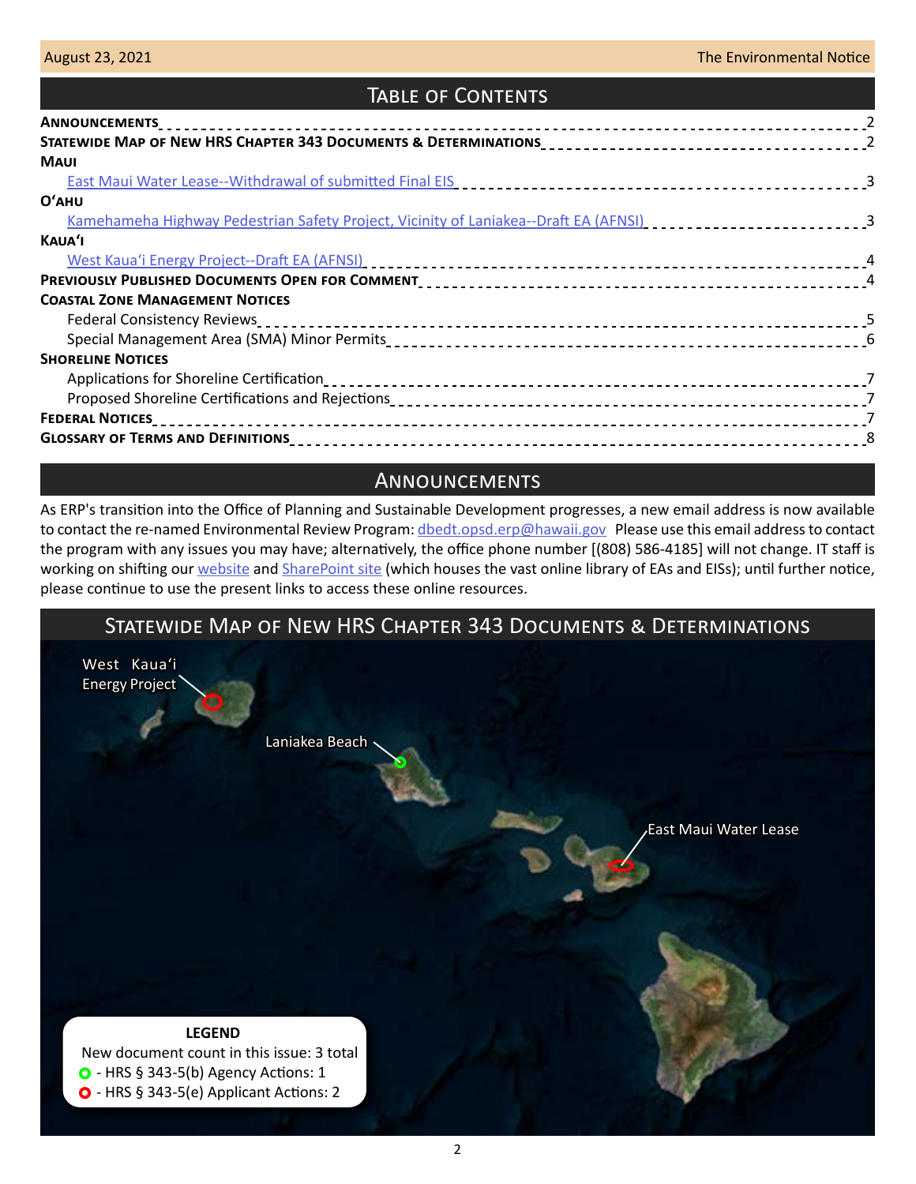# Table of Contents

**Announcements** ..... 2
**Statewide Map of New HRS Chapter 343 Documents & Determinations** ..... 2
**Maui**
- East Maui Water Lease--Withdrawal of submitted Final EIS ..... 3

**O'ahu**
- Kamehameha Highway Pedestrian Safety Project, Vicinity of Laniakea--Draft EA (AFNSI) ..... 3

**Kaua'i**
- West Kaua'i Energy Project--Draft EA (AFNSI) ..... 4

**Previously Published Documents Open for Comment** ..... 4
**Coastal Zone Management Notices**
- Federal Consistency Reviews ..... 5
- Special Management Area (SMA) Minor Permits ..... 6

**Shoreline Notices**
- Applications for Shoreline Certification ..... 7
- Proposed Shoreline Certifications and Rejections ..... 7

**Federal Notices** ..... 7
**Glossary of Terms and Definitions** ..... 8

# Announcements

As ERP's transition into the Office of Planning and Sustainable Development progresses, a new email address is now available to contact the re-named Environmental Review Program: dbedt.opsd.erp@hawaii.gov Please use this email address to contact the program with any issues you may have; alternatively, the office phone number [(808) 586-4185] will not change. IT staff is working on shifting our website and SharePoint site (which houses the vast online library of EAs and EISs); until further notice, please continue to use the present links to access these online resources.

# Statewide Map of New HRS Chapter 343 Documents & Determinations

West Kaua'i Energy Project

Laniakea Beach

East Maui Water Lease

**LEGEND**
New document count in this issue: 3 total
- HRS § 343-5(b) Agency Actions: 1
- HRS § 343-5(e) Applicant Actions: 2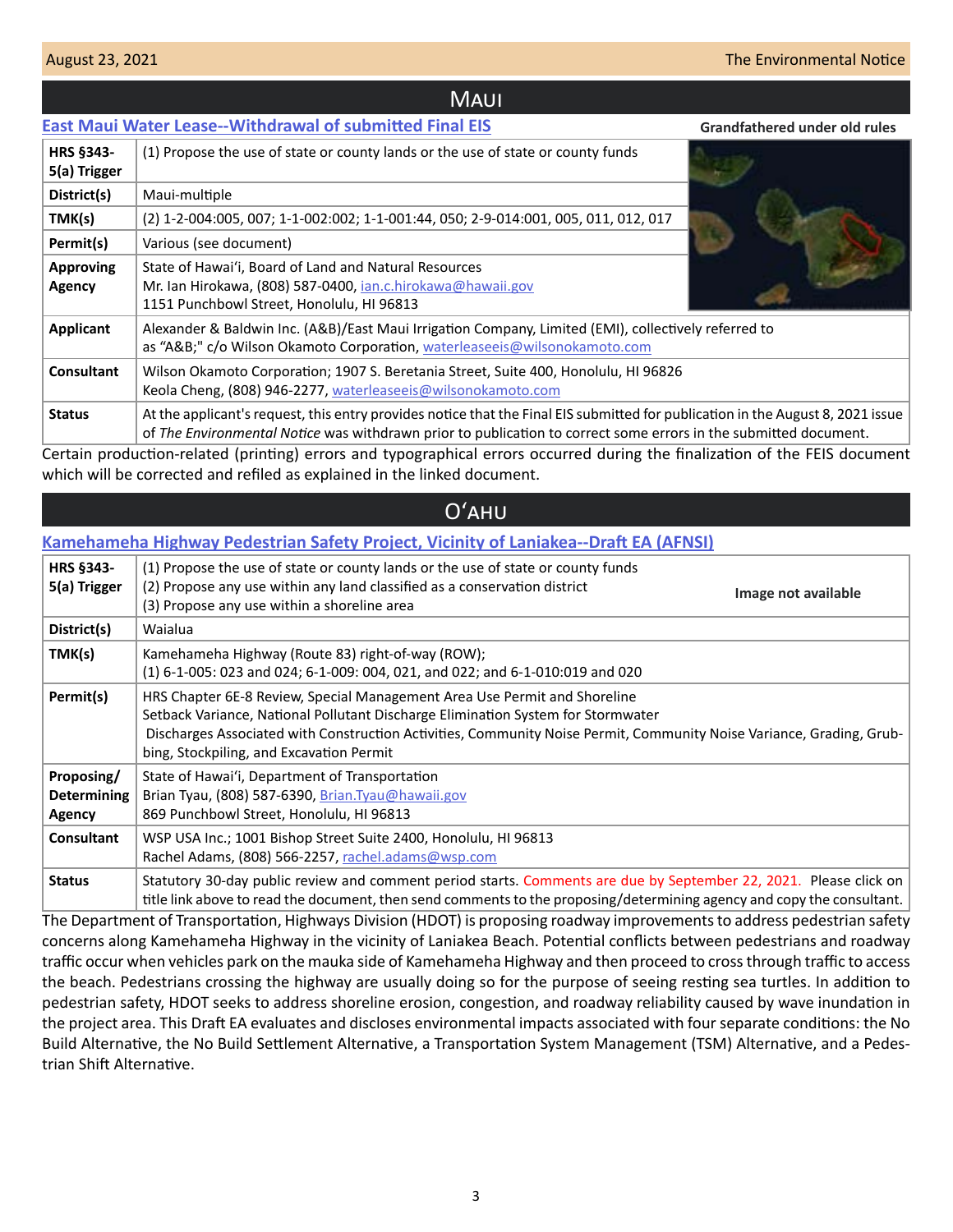## Maui

### East Maui Water Lease--Withdrawal of submitted Final EIS

**Grandfathered under old rules**

| | |
|---|---|
| **HRS §343-5(a) Trigger** | (1) Propose the use of state or county lands or the use of state or county funds |
| **District(s)** | Maui-multiple |
| **TMK(s)** | (2) 1-2-004:005, 007; 1-1-002:002; 1-1-001:44, 050; 2-9-014:001, 005, 011, 012, 017 |
| **Permit(s)** | Various (see document) |
| **Approving Agency** | State of Hawaiʻi, Board of Land and Natural Resources<br>Mr. Ian Hirokawa, (808) 587-0400, ian.c.hirokawa@hawaii.gov<br>1151 Punchbowl Street, Honolulu, HI 96813 |
| **Applicant** | Alexander & Baldwin Inc. (A&B)/East Maui Irrigation Company, Limited (EMI), collectively referred to as "A&B;" c/o Wilson Okamoto Corporation, waterleaseeis@wilsonokamoto.com |
| **Consultant** | Wilson Okamoto Corporation; 1907 S. Beretania Street, Suite 400, Honolulu, HI 96826<br>Keola Cheng, (808) 946-2277, waterleaseeis@wilsonokamoto.com |
| **Status** | At the applicant's request, this entry provides notice that the Final EIS submitted for publication in the August 8, 2021 issue of *The Environmental Notice* was withdrawn prior to publication to correct some errors in the submitted document. |

Certain production-related (printing) errors and typographical errors occurred during the finalization of the FEIS document which will be corrected and refiled as explained in the linked document.

## Oʻahu

### Kamehameha Highway Pedestrian Safety Project, Vicinity of Laniakea--Draft EA (AFNSI)

| | |
|---|---|
| **HRS §343-5(a) Trigger** | (1) Propose the use of state or county lands or the use of state or county funds<br>(2) Propose any use within any land classified as a conservation district<br>(3) Propose any use within a shoreline area |
| **District(s)** | Waialua |
| **TMK(s)** | Kamehameha Highway (Route 83) right-of-way (ROW);<br>(1) 6-1-005: 023 and 024; 6-1-009: 004, 021, and 022; and 6-1-010:019 and 020 |
| **Permit(s)** | HRS Chapter 6E-8 Review, Special Management Area Use Permit and Shoreline Setback Variance, National Pollutant Discharge Elimination System for Stormwater Discharges Associated with Construction Activities, Community Noise Permit, Community Noise Variance, Grading, Grubbing, Stockpiling, and Excavation Permit |
| **Proposing/ Determining Agency** | State of Hawaiʻi, Department of Transportation<br>Brian Tyau, (808) 587-6390, Brian.Tyau@hawaii.gov<br>869 Punchbowl Street, Honolulu, HI 96813 |
| **Consultant** | WSP USA Inc.; 1001 Bishop Street Suite 2400, Honolulu, HI 96813<br>Rachel Adams, (808) 566-2257, rachel.adams@wsp.com |
| **Status** | Statutory 30-day public review and comment period starts. Comments are due by September 22, 2021. Please click on title link above to read the document, then send comments to the proposing/determining agency and copy the consultant. |

Image not available

The Department of Transportation, Highways Division (HDOT) is proposing roadway improvements to address pedestrian safety concerns along Kamehameha Highway in the vicinity of Laniakea Beach. Potential conflicts between pedestrians and roadway traffic occur when vehicles park on the mauka side of Kamehameha Highway and then proceed to cross through traffic to access the beach. Pedestrians crossing the highway are usually doing so for the purpose of seeing resting sea turtles. In addition to pedestrian safety, HDOT seeks to address shoreline erosion, congestion, and roadway reliability caused by wave inundation in the project area. This Draft EA evaluates and discloses environmental impacts associated with four separate conditions: the No Build Alternative, the No Build Settlement Alternative, a Transportation System Management (TSM) Alternative, and a Pedestrian Shift Alternative.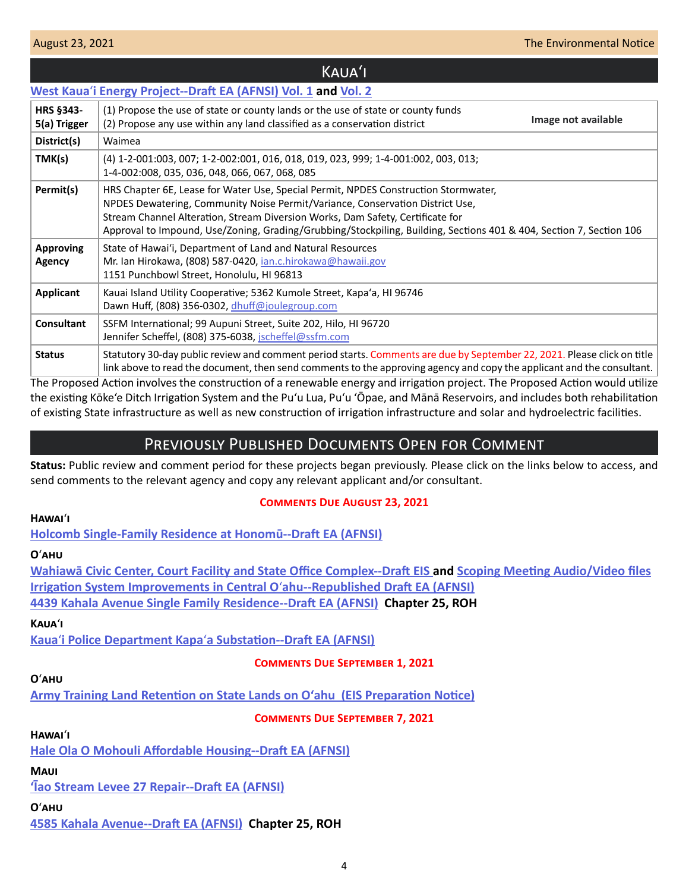## Kauaʻi

### West Kauaʻi Energy Project--Draft EA (AFNSI) Vol. 1 and Vol. 2

| | |
|---|---|
| **HRS §343-5(a) Trigger** | (1) Propose the use of state or county lands or the use of state or county funds<br>(2) Propose any use within any land classified as a conservation district<br>**Image not available** |
| **District(s)** | Waimea |
| **TMK(s)** | (4) 1-2-001:003, 007; 1-2-002:001, 016, 018, 019, 023, 999; 1-4-001:002, 003, 013; 1-4-002:008, 035, 036, 048, 066, 067, 068, 085 |
| **Permit(s)** | HRS Chapter 6E, Lease for Water Use, Special Permit, NPDES Construction Stormwater, NPDES Dewatering, Community Noise Permit/Variance, Conservation District Use, Stream Channel Alteration, Stream Diversion Works, Dam Safety, Certificate for Approval to Impound, Use/Zoning, Grading/Grubbing/Stockpiling, Building, Sections 401 & 404, Section 7, Section 106 |
| **Approving Agency** | State of Hawaiʻi, Department of Land and Natural Resources<br>Mr. Ian Hirokawa, (808) 587-0420, ian.c.hirokawa@hawaii.gov<br>1151 Punchbowl Street, Honolulu, HI 96813 |
| **Applicant** | Kauai Island Utility Cooperative; 5362 Kumole Street, Kapaʻa, HI 96746<br>Dawn Huff, (808) 356-0302, dhuff@joulegroup.com |
| **Consultant** | SSFM International; 99 Aupuni Street, Suite 202, Hilo, HI 96720<br>Jennifer Scheffel, (808) 375-6038, jscheffel@ssfm.com |
| **Status** | Statutory 30-day public review and comment period starts. Comments are due by September 22, 2021. Please click on title link above to read the document, then send comments to the approving agency and copy the applicant and the consultant. |

The Proposed Action involves the construction of a renewable energy and irrigation project. The Proposed Action would utilize the existing Kōkeʻe Ditch Irrigation System and the Puʻu Lua, Puʻu ʻŌpae, and Mānā Reservoirs, and includes both rehabilitation of existing State infrastructure as well as new construction of irrigation infrastructure and solar and hydroelectric facilities.

## Previously Published Documents Open for Comment

**Status:** Public review and comment period for these projects began previously. Please click on the links below to access, and send comments to the relevant agency and copy any relevant applicant and/or consultant.

### Comments Due August 23, 2021

**Hawaiʻi**

Holcomb Single-Family Residence at Honomū--Draft EA (AFNSI)

**Oʻahu**

Wahiawā Civic Center, Court Facility and State Office Complex--Draft EIS and Scoping Meeting Audio/Video files

Irrigation System Improvements in Central Oʻahu--Republished Draft EA (AFNSI)

4439 Kahala Avenue Single Family Residence--Draft EA (AFNSI) **Chapter 25, ROH**

**Kauaʻi**

Kauaʻi Police Department Kapaʻa Substation--Draft EA (AFNSI)

### Comments Due September 1, 2021

**Oʻahu**

Army Training Land Retention on State Lands on Oʻahu (EIS Preparation Notice)

### Comments Due September 7, 2021

**Hawaiʻi**

Hale Ola O Mohouli Affordable Housing--Draft EA (AFNSI)

**Maui**

ʻĪao Stream Levee 27 Repair--Draft EA (AFNSI)

**Oʻahu**

4585 Kahala Avenue--Draft EA (AFNSI) **Chapter 25, ROH**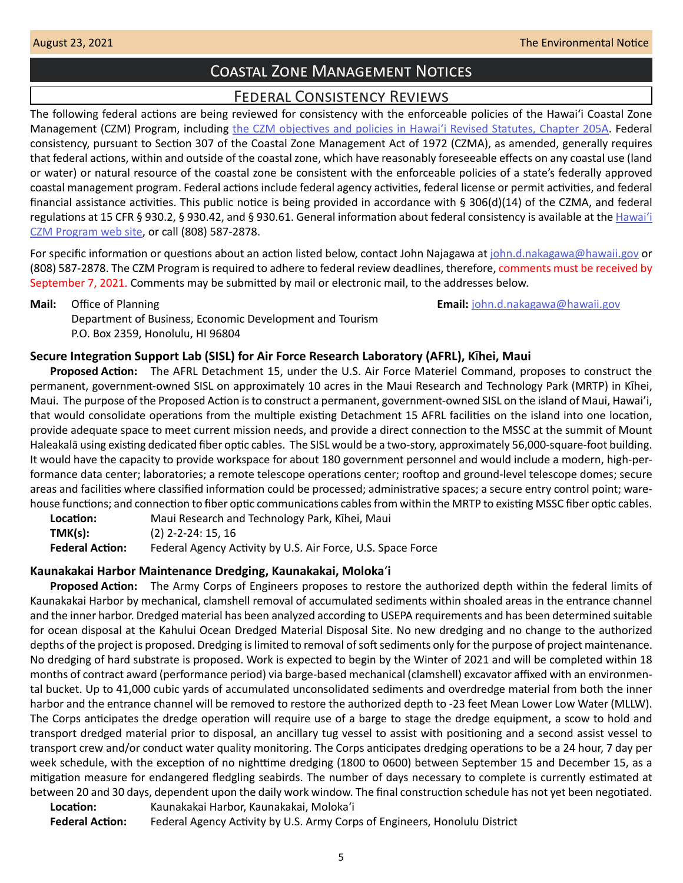# Coastal Zone Management Notices

## Federal Consistency Reviews

The following federal actions are being reviewed for consistency with the enforceable policies of the Hawaiʻi Coastal Zone Management (CZM) Program, including [the CZM objectives and policies in Hawaiʻi Revised Statutes, Chapter 205A](). Federal consistency, pursuant to Section 307 of the Coastal Zone Management Act of 1972 (CZMA), as amended, generally requires that federal actions, within and outside of the coastal zone, which have reasonably foreseeable effects on any coastal use (land or water) or natural resource of the coastal zone be consistent with the enforceable policies of a state's federally approved coastal management program. Federal actions include federal agency activities, federal license or permit activities, and federal financial assistance activities. This public notice is being provided in accordance with § 306(d)(14) of the CZMA, and federal regulations at 15 CFR § 930.2, § 930.42, and § 930.61. General information about federal consistency is available at the [Hawaiʻi CZM Program web site](), or call (808) 587-2878.

For specific information or questions about an action listed below, contact John Najagawa at john.d.nakagawa@hawaii.gov or (808) 587-2878. The CZM Program is required to adhere to federal review deadlines, therefore, comments must be received by September 7, 2021. Comments may be submitted by mail or electronic mail, to the addresses below.

**Mail:** Office of Planning
Department of Business, Economic Development and Tourism
P.O. Box 2359, Honolulu, HI 96804

**Email:** john.d.nakagawa@hawaii.gov

### Secure Integration Support Lab (SISL) for Air Force Research Laboratory (AFRL), Kīhei, Maui

**Proposed Action:** The AFRL Detachment 15, under the U.S. Air Force Materiel Command, proposes to construct the permanent, government-owned SISL on approximately 10 acres in the Maui Research and Technology Park (MRTP) in Kīhei, Maui. The purpose of the Proposed Action is to construct a permanent, government-owned SISL on the island of Maui, Hawai'i, that would consolidate operations from the multiple existing Detachment 15 AFRL facilities on the island into one location, provide adequate space to meet current mission needs, and provide a direct connection to the MSSC at the summit of Mount Haleakalā using existing dedicated fiber optic cables. The SISL would be a two-story, approximately 56,000-square-foot building. It would have the capacity to provide workspace for about 180 government personnel and would include a modern, high-performance data center; laboratories; a remote telescope operations center; rooftop and ground-level telescope domes; secure areas and facilities where classified information could be processed; administrative spaces; a secure entry control point; warehouse functions; and connection to fiber optic communications cables from within the MRTP to existing MSSC fiber optic cables.

**Location:** Maui Research and Technology Park, Kīhei, Maui
**TMK(s):** (2) 2-2-24: 15, 16
**Federal Action:** Federal Agency Activity by U.S. Air Force, U.S. Space Force

### Kaunakakai Harbor Maintenance Dredging, Kaunakakai, Molokaʻi

**Proposed Action:** The Army Corps of Engineers proposes to restore the authorized depth within the federal limits of Kaunakakai Harbor by mechanical, clamshell removal of accumulated sediments within shoaled areas in the entrance channel and the inner harbor. Dredged material has been analyzed according to USEPA requirements and has been determined suitable for ocean disposal at the Kahului Ocean Dredged Material Disposal Site. No new dredging and no change to the authorized depths of the project is proposed. Dredging is limited to removal of soft sediments only for the purpose of project maintenance. No dredging of hard substrate is proposed. Work is expected to begin by the Winter of 2021 and will be completed within 18 months of contract award (performance period) via barge-based mechanical (clamshell) excavator affixed with an environmental bucket. Up to 41,000 cubic yards of accumulated unconsolidated sediments and overdredge material from both the inner harbor and the entrance channel will be removed to restore the authorized depth to -23 feet Mean Lower Low Water (MLLW). The Corps anticipates the dredge operation will require use of a barge to stage the dredge equipment, a scow to hold and transport dredged material prior to disposal, an ancillary tug vessel to assist with positioning and a second assist vessel to transport crew and/or conduct water quality monitoring. The Corps anticipates dredging operations to be a 24 hour, 7 day per week schedule, with the exception of no nighttime dredging (1800 to 0600) between September 15 and December 15, as a mitigation measure for endangered fledgling seabirds. The number of days necessary to complete is currently estimated at between 20 and 30 days, dependent upon the daily work window. The final construction schedule has not yet been negotiated.

**Location:** Kaunakakai Harbor, Kaunakakai, Molokaʻi
**Federal Action:** Federal Agency Activity by U.S. Army Corps of Engineers, Honolulu District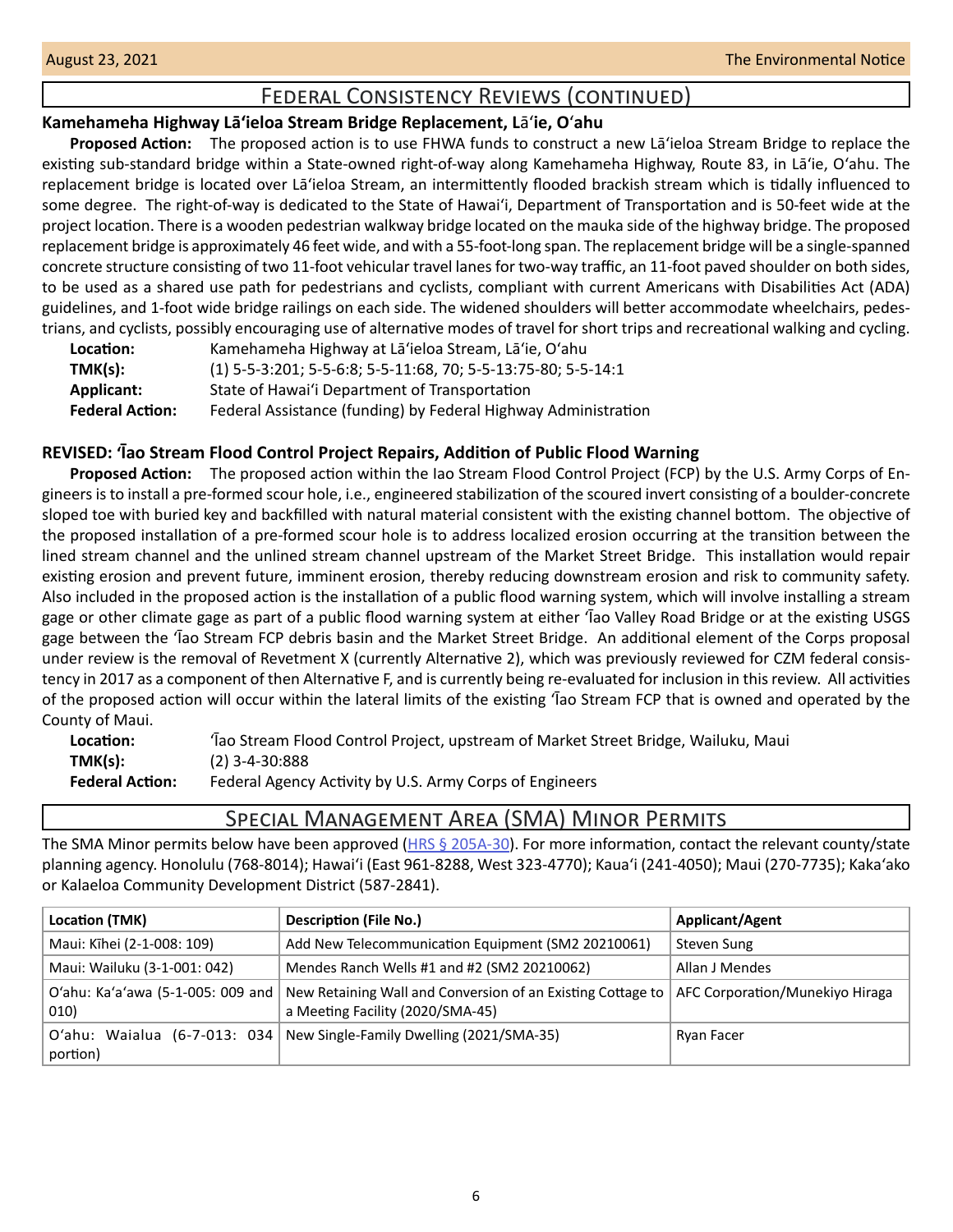## Federal Consistency Reviews (continued)

### Kamehameha Highway Lāʻieloa Stream Bridge Replacement, Lāʻie, Oʻahu

**Proposed Action:** The proposed action is to use FHWA funds to construct a new Lāʻieloa Stream Bridge to replace the existing sub-standard bridge within a State-owned right-of-way along Kamehameha Highway, Route 83, in Lāʻie, Oʻahu. The replacement bridge is located over Lāʻieloa Stream, an intermittently flooded brackish stream which is tidally influenced to some degree. The right-of-way is dedicated to the State of Hawaiʻi, Department of Transportation and is 50-feet wide at the project location. There is a wooden pedestrian walkway bridge located on the mauka side of the highway bridge. The proposed replacement bridge is approximately 46 feet wide, and with a 55-foot-long span. The replacement bridge will be a single-spanned concrete structure consisting of two 11-foot vehicular travel lanes for two-way traffic, an 11-foot paved shoulder on both sides, to be used as a shared use path for pedestrians and cyclists, compliant with current Americans with Disabilities Act (ADA) guidelines, and 1-foot wide bridge railings on each side. The widened shoulders will better accommodate wheelchairs, pedestrians, and cyclists, possibly encouraging use of alternative modes of travel for short trips and recreational walking and cycling.

**Location:** Kamehameha Highway at Lāʻieloa Stream, Lāʻie, Oʻahu
**TMK(s):** (1) 5-5-3:201; 5-5-6:8; 5-5-11:68, 70; 5-5-13:75-80; 5-5-14:1
**Applicant:** State of Hawaiʻi Department of Transportation
**Federal Action:** Federal Assistance (funding) by Federal Highway Administration

### REVISED: ʻĪao Stream Flood Control Project Repairs, Addition of Public Flood Warning

**Proposed Action:** The proposed action within the Iao Stream Flood Control Project (FCP) by the U.S. Army Corps of Engineers is to install a pre-formed scour hole, i.e., engineered stabilization of the scoured invert consisting of a boulder-concrete sloped toe with buried key and backfilled with natural material consistent with the existing channel bottom. The objective of the proposed installation of a pre-formed scour hole is to address localized erosion occurring at the transition between the lined stream channel and the unlined stream channel upstream of the Market Street Bridge. This installation would repair existing erosion and prevent future, imminent erosion, thereby reducing downstream erosion and risk to community safety. Also included in the proposed action is the installation of a public flood warning system, which will involve installing a stream gage or other climate gage as part of a public flood warning system at either ʻĪao Valley Road Bridge or at the existing USGS gage between the ʻĪao Stream FCP debris basin and the Market Street Bridge. An additional element of the Corps proposal under review is the removal of Revetment X (currently Alternative 2), which was previously reviewed for CZM federal consistency in 2017 as a component of then Alternative F, and is currently being re-evaluated for inclusion in this review. All activities of the proposed action will occur within the lateral limits of the existing ʻĪao Stream FCP that is owned and operated by the County of Maui.

**Location:** ʻĪao Stream Flood Control Project, upstream of Market Street Bridge, Wailuku, Maui
**TMK(s):** (2) 3-4-30:888
**Federal Action:** Federal Agency Activity by U.S. Army Corps of Engineers

## Special Management Area (SMA) Minor Permits

The SMA Minor permits below have been approved (HRS § 205A-30). For more information, contact the relevant county/state planning agency. Honolulu (768-8014); Hawaiʻi (East 961-8288, West 323-4770); Kauaʻi (241-4050); Maui (270-7735); Kakaʻako or Kalaeloa Community Development District (587-2841).

| Location (TMK) | Description (File No.) | Applicant/Agent |
|---|---|---|
| Maui: Kīhei (2-1-008: 109) | Add New Telecommunication Equipment (SM2 20210061) | Steven Sung |
| Maui: Wailuku (3-1-001: 042) | Mendes Ranch Wells #1 and #2 (SM2 20210062) | Allan J Mendes |
| Oʻahu: Kaʻaʻawa (5-1-005: 009 and 010) | New Retaining Wall and Conversion of an Existing Cottage to a Meeting Facility (2020/SMA-45) | AFC Corporation/Munekiyo Hiraga |
| Oʻahu: Waialua (6-7-013: 034 portion) | New Single-Family Dwelling (2021/SMA-35) | Ryan Facer |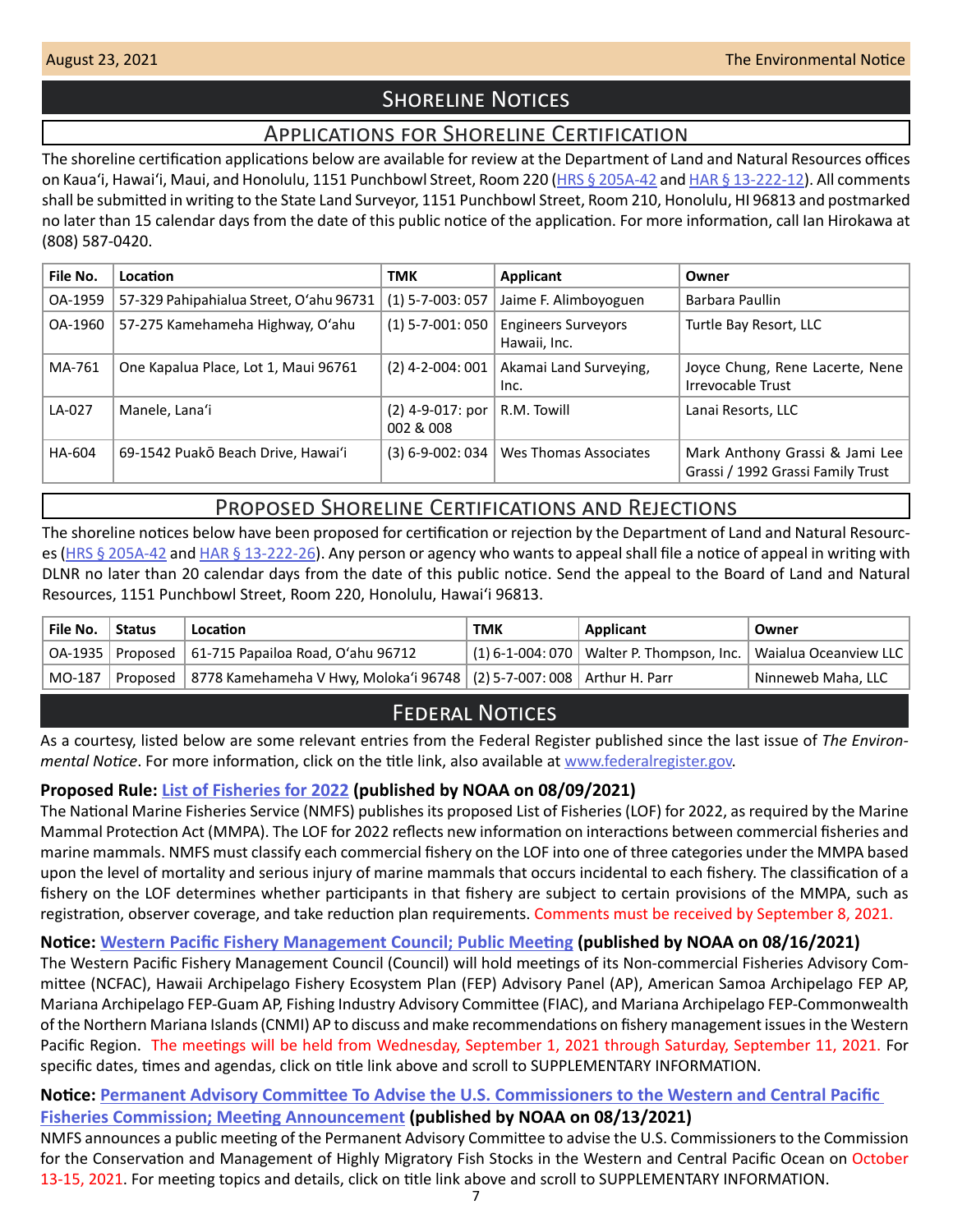# Shoreline Notices

## Applications for Shoreline Certification

The shoreline certification applications below are available for review at the Department of Land and Natural Resources offices on Kaua'i, Hawai'i, Maui, and Honolulu, 1151 Punchbowl Street, Room 220 (HRS § 205A-42 and HAR § 13-222-12). All comments shall be submitted in writing to the State Land Surveyor, 1151 Punchbowl Street, Room 210, Honolulu, HI 96813 and postmarked no later than 15 calendar days from the date of this public notice of the application. For more information, call Ian Hirokawa at (808) 587-0420.

| File No. | Location | TMK | Applicant | Owner |
|---|---|---|---|---|
| OA-1959 | 57-329 Pahipahialua Street, O'ahu 96731 | (1) 5-7-003: 057 | Jaime F. Alimboyoguen | Barbara Paullin |
| OA-1960 | 57-275 Kamehameha Highway, O'ahu | (1) 5-7-001: 050 | Engineers Surveyors Hawaii, Inc. | Turtle Bay Resort, LLC |
| MA-761 | One Kapalua Place, Lot 1, Maui 96761 | (2) 4-2-004: 001 | Akamai Land Surveying, Inc. | Joyce Chung, Rene Lacerte, Nene Irrevocable Trust |
| LA-027 | Manele, Lana'i | (2) 4-9-017: por 002 & 008 | R.M. Towill | Lanai Resorts, LLC |
| HA-604 | 69-1542 Puakō Beach Drive, Hawai'i | (3) 6-9-002: 034 | Wes Thomas Associates | Mark Anthony Grassi & Jami Lee Grassi / 1992 Grassi Family Trust |

## Proposed Shoreline Certifications and Rejections

The shoreline notices below have been proposed for certification or rejection by the Department of Land and Natural Resources (HRS § 205A-42 and HAR § 13-222-26). Any person or agency who wants to appeal shall file a notice of appeal in writing with DLNR no later than 20 calendar days from the date of this public notice. Send the appeal to the Board of Land and Natural Resources, 1151 Punchbowl Street, Room 220, Honolulu, Hawai'i 96813.

| File No. | Status | Location | TMK | Applicant | Owner |
|---|---|---|---|---|---|
| OA-1935 | Proposed | 61-715 Papailoa Road, O'ahu 96712 | (1) 6-1-004: 070 | Walter P. Thompson, Inc. | Waialua Oceanview LLC |
| MO-187 | Proposed | 8778 Kamehameha V Hwy, Moloka'i 96748 | (2) 5-7-007: 008 | Arthur H. Parr | Ninneweb Maha, LLC |

# Federal Notices

As a courtesy, listed below are some relevant entries from the Federal Register published since the last issue of *The Environmental Notice*. For more information, click on the title link, also available at www.federalregister.gov.

**Proposed Rule: List of Fisheries for 2022 (published by NOAA on 08/09/2021)**

The National Marine Fisheries Service (NMFS) publishes its proposed List of Fisheries (LOF) for 2022, as required by the Marine Mammal Protection Act (MMPA). The LOF for 2022 reflects new information on interactions between commercial fisheries and marine mammals. NMFS must classify each commercial fishery on the LOF into one of three categories under the MMPA based upon the level of mortality and serious injury of marine mammals that occurs incidental to each fishery. The classification of a fishery on the LOF determines whether participants in that fishery are subject to certain provisions of the MMPA, such as registration, observer coverage, and take reduction plan requirements. Comments must be received by September 8, 2021.

**Notice: Western Pacific Fishery Management Council; Public Meeting (published by NOAA on 08/16/2021)**

The Western Pacific Fishery Management Council (Council) will hold meetings of its Non-commercial Fisheries Advisory Committee (NCFAC), Hawaii Archipelago Fishery Ecosystem Plan (FEP) Advisory Panel (AP), American Samoa Archipelago FEP AP, Mariana Archipelago FEP-Guam AP, Fishing Industry Advisory Committee (FIAC), and Mariana Archipelago FEP-Commonwealth of the Northern Mariana Islands (CNMI) AP to discuss and make recommendations on fishery management issues in the Western Pacific Region. The meetings will be held from Wednesday, September 1, 2021 through Saturday, September 11, 2021. For specific dates, times and agendas, click on title link above and scroll to SUPPLEMENTARY INFORMATION.

**Notice: Permanent Advisory Committee To Advise the U.S. Commissioners to the Western and Central Pacific Fisheries Commission; Meeting Announcement (published by NOAA on 08/13/2021)**

NMFS announces a public meeting of the Permanent Advisory Committee to advise the U.S. Commissioners to the Commission for the Conservation and Management of Highly Migratory Fish Stocks in the Western and Central Pacific Ocean on October 13-15, 2021. For meeting topics and details, click on title link above and scroll to SUPPLEMENTARY INFORMATION.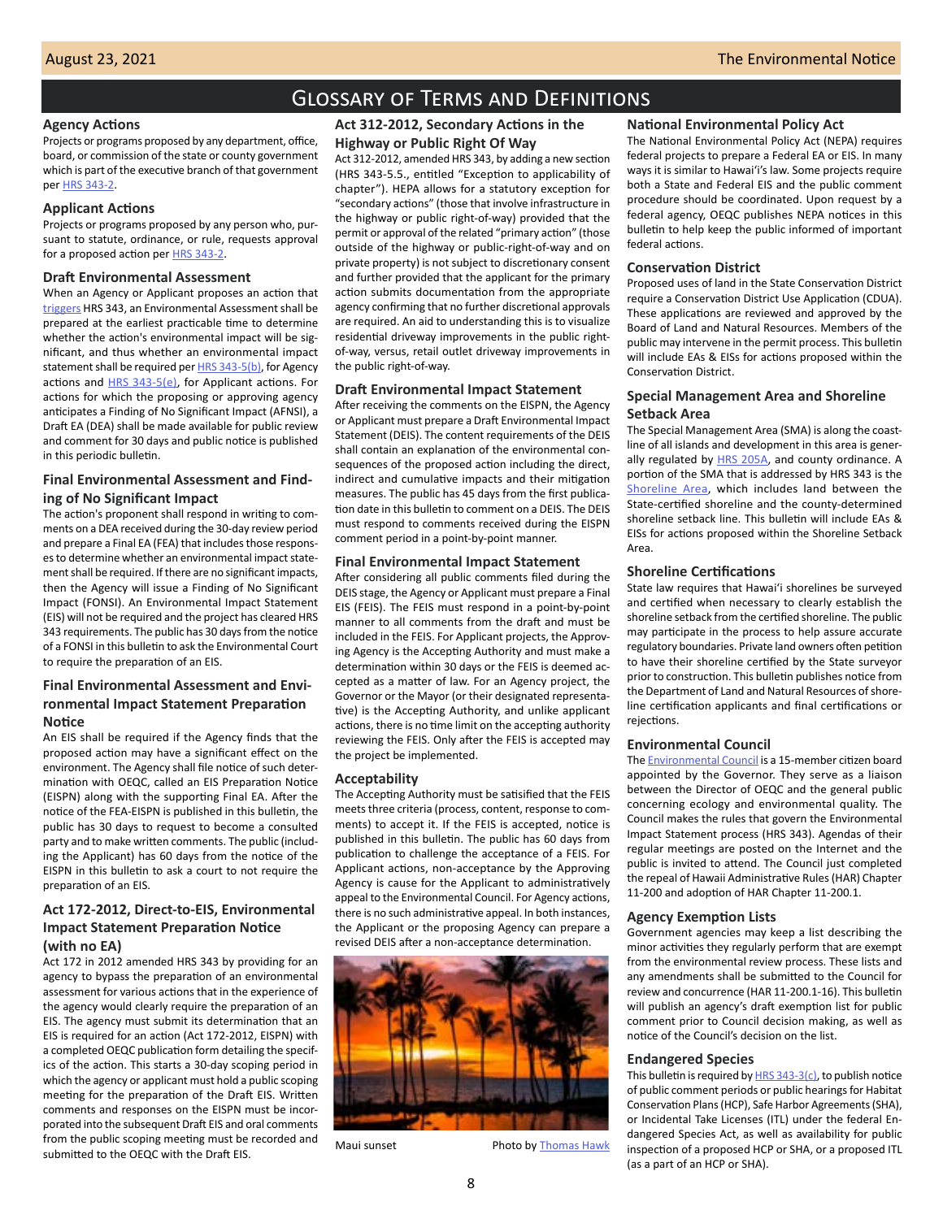# Glossary of Terms and Definitions

### Agency Actions

Projects or programs proposed by any department, office, board, or commission of the state or county government which is part of the executive branch of that government per HRS 343-2.

### Applicant Actions

Projects or programs proposed by any person who, pursuant to statute, ordinance, or rule, requests approval for a proposed action per HRS 343-2.

### Draft Environmental Assessment

When an Agency or Applicant proposes an action that triggers HRS 343, an Environmental Assessment shall be prepared at the earliest practicable time to determine whether the action's environmental impact will be significant, and thus whether an environmental impact statement shall be required per HRS 343-5(b), for Agency actions and HRS 343-5(e), for Applicant actions. For actions for which the proposing or approving agency anticipates a Finding of No Significant Impact (AFNSI), a Draft EA (DEA) shall be made available for public review and comment for 30 days and public notice is published in this periodic bulletin.

### Final Environmental Assessment and Finding of No Significant Impact

The action's proponent shall respond in writing to comments on a DEA received during the 30-day review period and prepare a Final EA (FEA) that includes those responses to determine whether an environmental impact statement shall be required. If there are no significant impacts, then the Agency will issue a Finding of No Significant Impact (FONSI). An Environmental Impact Statement (EIS) will not be required and the project has cleared HRS 343 requirements. The public has 30 days from the notice of a FONSI in this bulletin to ask the Environmental Court to require the preparation of an EIS.

### Final Environmental Assessment and Environmental Impact Statement Preparation Notice

An EIS shall be required if the Agency finds that the proposed action may have a significant effect on the environment. The Agency shall file notice of such determination with OEQC, called an EIS Preparation Notice (EISPN) along with the supporting Final EA. After the notice of the FEA-EISPN is published in this bulletin, the public has 30 days to request to become a consulted party and to make written comments. The public (including the Applicant) has 60 days from the notice of the EISPN in this bulletin to ask a court to not require the preparation of an EIS.

### Act 172-2012, Direct-to-EIS, Environmental Impact Statement Preparation Notice (with no EA)

Act 172 in 2012 amended HRS 343 by providing for an agency to bypass the preparation of an environmental assessment for various actions that in the experience of the agency would clearly require the preparation of an EIS. The agency must submit its determination that an EIS is required for an action (Act 172-2012, EISPN) with a completed OEQC publication form detailing the specifics of the action. This starts a 30-day scoping period in which the agency or applicant must hold a public scoping meeting for the preparation of the Draft EIS. Written comments and responses on the EISPN must be incorporated into the subsequent Draft EIS and oral comments from the public scoping meeting must be recorded and submitted to the OEQC with the Draft EIS.

### Act 312-2012, Secondary Actions in the Highway or Public Right Of Way

Act 312-2012, amended HRS 343, by adding a new section (HRS 343-5.5., entitled "Exception to applicability of chapter"). HEPA allows for a statutory exception for "secondary actions" (those that involve infrastructure in the highway or public right-of-way) provided that the permit or approval of the related "primary action" (those outside of the highway or public-right-of-way and on private property) is not subject to discretionary consent and further provided that the applicant for the primary action submits documentation from the appropriate agency confirming that no further discretional approvals are required. An aid to understanding this is to visualize residential driveway improvements in the public right-of-way, versus, retail outlet driveway improvements in the public right-of-way.

### Draft Environmental Impact Statement

After receiving the comments on the EISPN, the Agency or Applicant must prepare a Draft Environmental Impact Statement (DEIS). The content requirements of the DEIS shall contain an explanation of the environmental consequences of the proposed action including the direct, indirect and cumulative impacts and their mitigation measures. The public has 45 days from the first publication date in this bulletin to comment on a DEIS. The DEIS must respond to comments received during the EISPN comment period in a point-by-point manner.

### Final Environmental Impact Statement

After considering all public comments filed during the DEIS stage, the Agency or Applicant must prepare a Final EIS (FEIS). The FEIS must respond in a point-by-point manner to all comments from the draft and must be included in the FEIS. For Applicant projects, the Approving Agency is the Accepting Authority and must make a determination within 30 days or the FEIS is deemed accepted as a matter of law. For an Agency project, the Governor or the Mayor (or their designated representative) is the Accepting Authority, and unlike applicant actions, there is no time limit on the accepting authority reviewing the FEIS. Only after the FEIS is accepted may the project be implemented.

### Acceptability

The Accepting Authority must be satisified that the FEIS meets three criteria (process, content, response to comments) to accept it. If the FEIS is accepted, notice is published in this bulletin. The public has 60 days from publication to challenge the acceptance of a FEIS. For Applicant actions, non-acceptance by the Approving Agency is cause for the Applicant to administratively appeal to the Environmental Council. For Agency actions, there is no such administrative appeal. In both instances, the Applicant or the proposing Agency can prepare a revised DEIS after a non-acceptance determination.

Maui sunset Photo by Thomas Hawk

### National Environmental Policy Act

The National Environmental Policy Act (NEPA) requires federal projects to prepare a Federal EA or EIS. In many ways it is similar to Hawai'i's law. Some projects require both a State and Federal EIS and the public comment procedure should be coordinated. Upon request by a federal agency, OEQC publishes NEPA notices in this bulletin to help keep the public informed of important federal actions.

### Conservation District

Proposed uses of land in the State Conservation District require a Conservation District Use Application (CDUA). These applications are reviewed and approved by the Board of Land and Natural Resources. Members of the public may intervene in the permit process. This bulletin will include EAs & EISs for actions proposed within the Conservation District.

### Special Management Area and Shoreline Setback Area

The Special Management Area (SMA) is along the coastline of all islands and development in this area is generally regulated by HRS 205A, and county ordinance. A portion of the SMA that is addressed by HRS 343 is the Shoreline Area, which includes land between the State-certified shoreline and the county-determined shoreline setback line. This bulletin will include EAs & EISs for actions proposed within the Shoreline Setback Area.

### Shoreline Certifications

State law requires that Hawai'i shorelines be surveyed and certified when necessary to clearly establish the shoreline setback from the certified shoreline. The public may participate in the process to help assure accurate regulatory boundaries. Private land owners often petition to have their shoreline certified by the State surveyor prior to construction. This bulletin publishes notice from the Department of Land and Natural Resources of shoreline certification applicants and final certifications or rejections.

### Environmental Council

The Environmental Council is a 15-member citizen board appointed by the Governor. They serve as a liaison between the Director of OEQC and the general public concerning ecology and environmental quality. The Council makes the rules that govern the Environmental Impact Statement process (HRS 343). Agendas of their regular meetings are posted on the Internet and the public is invited to attend. The Council just completed the repeal of Hawaii Administrative Rules (HAR) Chapter 11-200 and adoption of HAR Chapter 11-200.1.

### Agency Exemption Lists

Government agencies may keep a list describing the minor activities they regularly perform that are exempt from the environmental review process. These lists and any amendments shall be submitted to the Council for review and concurrence (HAR 11-200.1-16). This bulletin will publish an agency's draft exemption list for public comment prior to Council decision making, as well as notice of the Council's decision on the list.

### Endangered Species

This bulletin is required by HRS 343-3(c), to publish notice of public comment periods or public hearings for Habitat Conservation Plans (HCP), Safe Harbor Agreements (SHA), or Incidental Take Licenses (ITL) under the federal Endangered Species Act, as well as availability for public inspection of a proposed HCP or SHA, or a proposed ITL (as a part of an HCP or SHA).